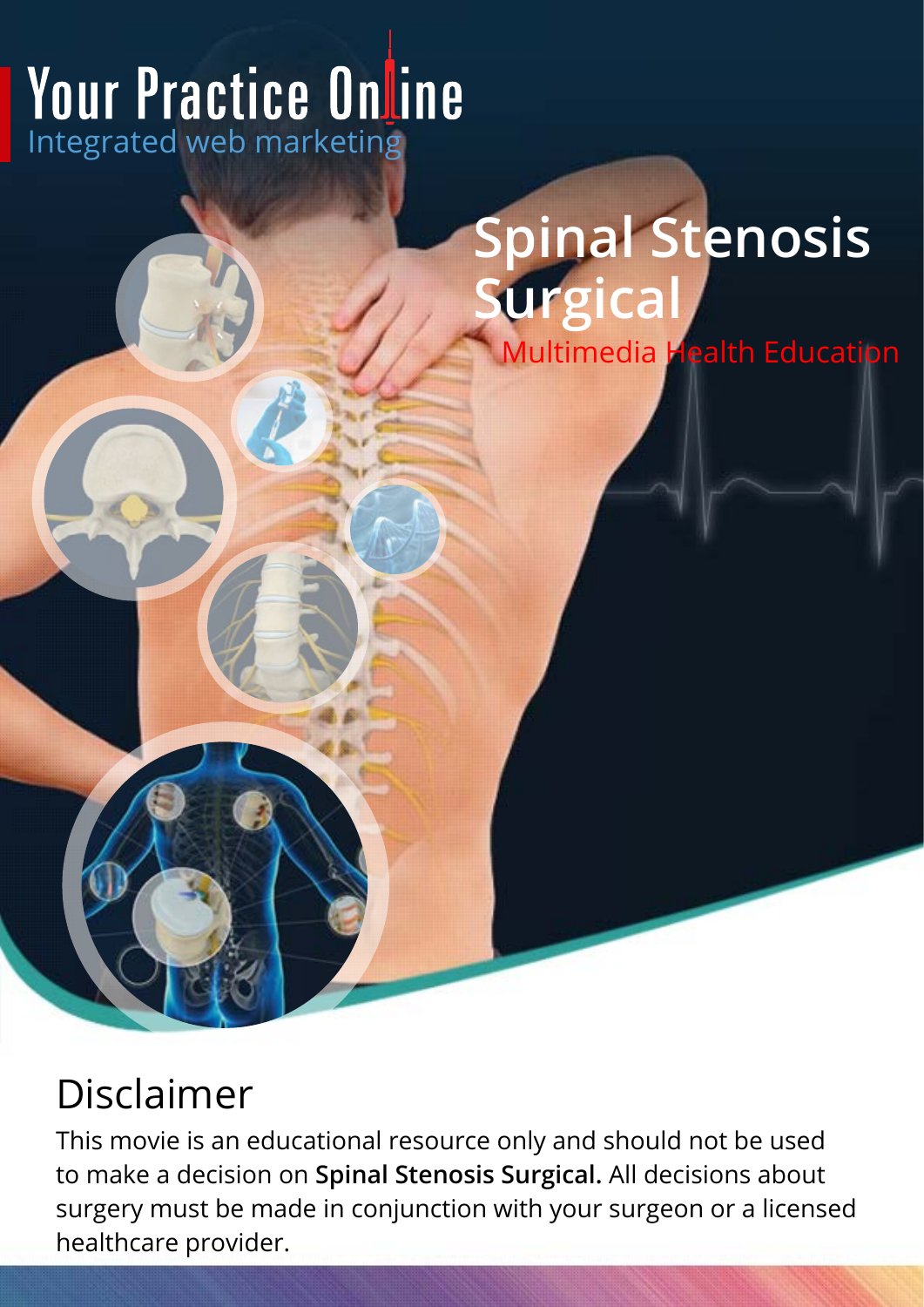Your Practice Online
Integrated web marketing

# Spinal Stenosis Surgical

Multimedia Health Education

## Disclaimer

This movie is an educational resource only and should not be used to make a decision on **Spinal Stenosis Surgical.** All decisions about surgery must be made in conjunction with your surgeon or a licensed healthcare provider.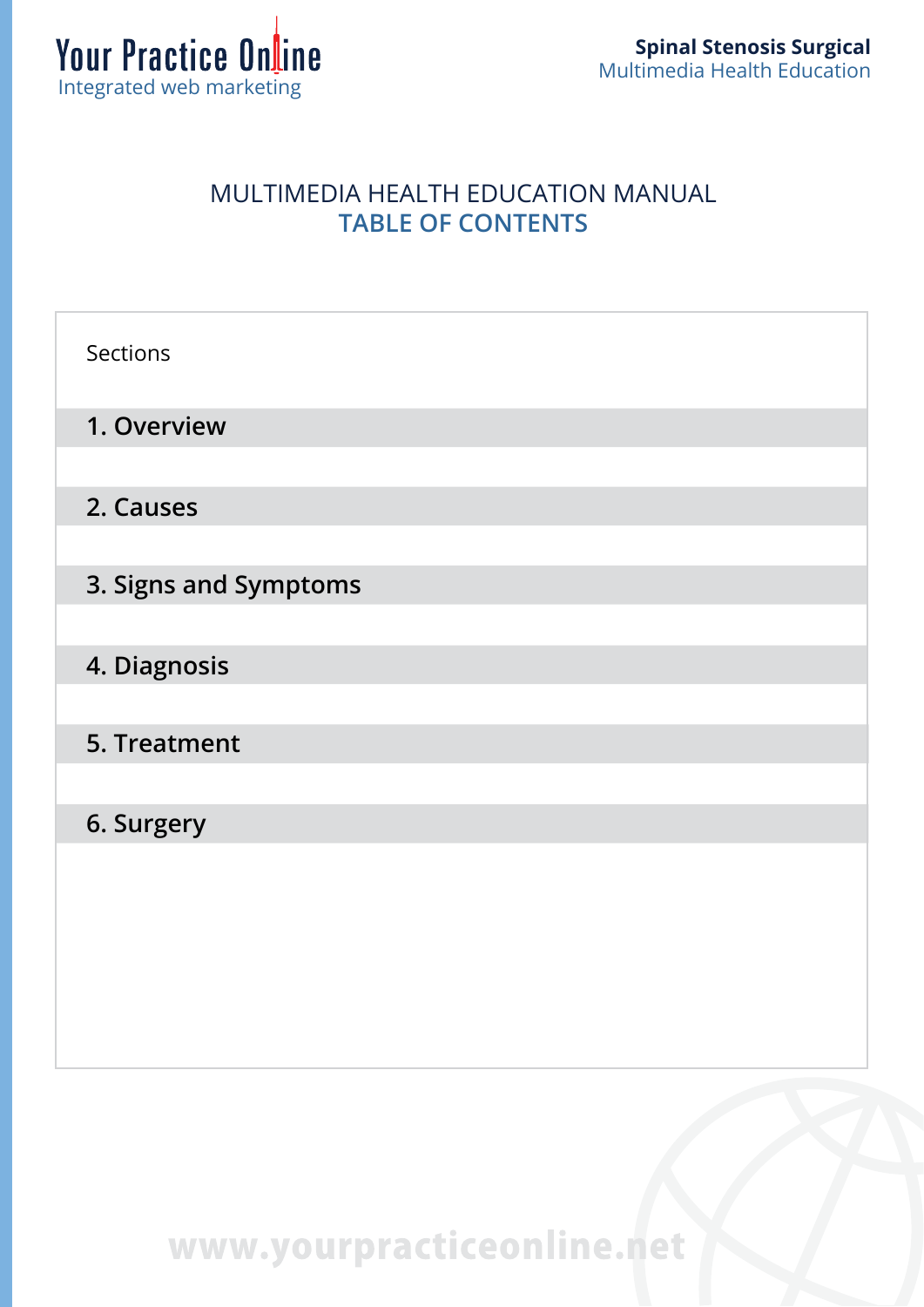# MULTIMEDIA HEALTH EDUCATION MANUAL

## TABLE OF CONTENTS

| Sections |
| --- |
| **1. Overview** |
| **2. Causes** |
| **3. Signs and Symptoms** |
| **4. Diagnosis** |
| **5. Treatment** |
| **6. Surgery** |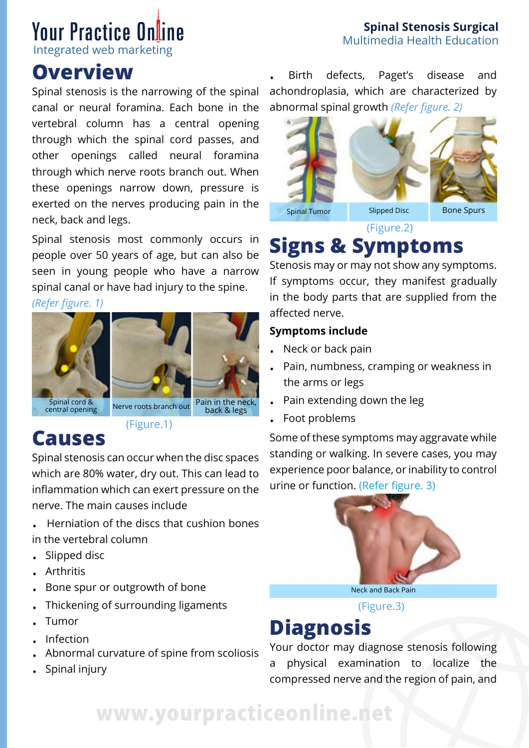# Overview

Spinal stenosis is the narrowing of the spinal canal or neural foramina. Each bone in the vertebral column has a central opening through which the spinal cord passes, and other openings called neural foramina through which nerve roots branch out. When these openings narrow down, pressure is exerted on the nerves producing pain in the neck, back and legs.

Spinal stenosis most commonly occurs in people over 50 years of age, but can also be seen in young people who have a narrow spinal canal or have had injury to the spine. *(Refer figure. 1)*

Spinal cord & central opening | Nerve roots branch out | Pain in the neck, back & legs

(Figure.1)

# Causes

Spinal stenosis can occur when the disc spaces which are 80% water, dry out. This can lead to inflammation which can exert pressure on the nerve. The main causes include

- Herniation of the discs that cushion bones in the vertebral column
- Slipped disc
- Arthritis
- Bone spur or outgrowth of bone
- Thickening of surrounding ligaments
- Tumor
- Infection
- Abnormal curvature of spine from scoliosis
- Spinal injury
- Birth defects, Paget's disease and achondroplasia, which are characterized by abnormal spinal growth *(Refer figure. 2)*

Spinal Tumor | Slipped Disc | Bone Spurs

(Figure.2)

# Signs & Symptoms

Stenosis may or may not show any symptoms. If symptoms occur, they manifest gradually in the body parts that are supplied from the affected nerve.

**Symptoms include**

- Neck or back pain
- Pain, numbness, cramping or weakness in the arms or legs
- Pain extending down the leg
- Foot problems

Some of these symptoms may aggravate while standing or walking. In severe cases, you may experience poor balance, or inability to control urine or function. (Refer figure. 3)

Neck and Back Pain

(Figure.3)

# Diagnosis

Your doctor may diagnose stenosis following a physical examination to localize the compressed nerve and the region of pain, and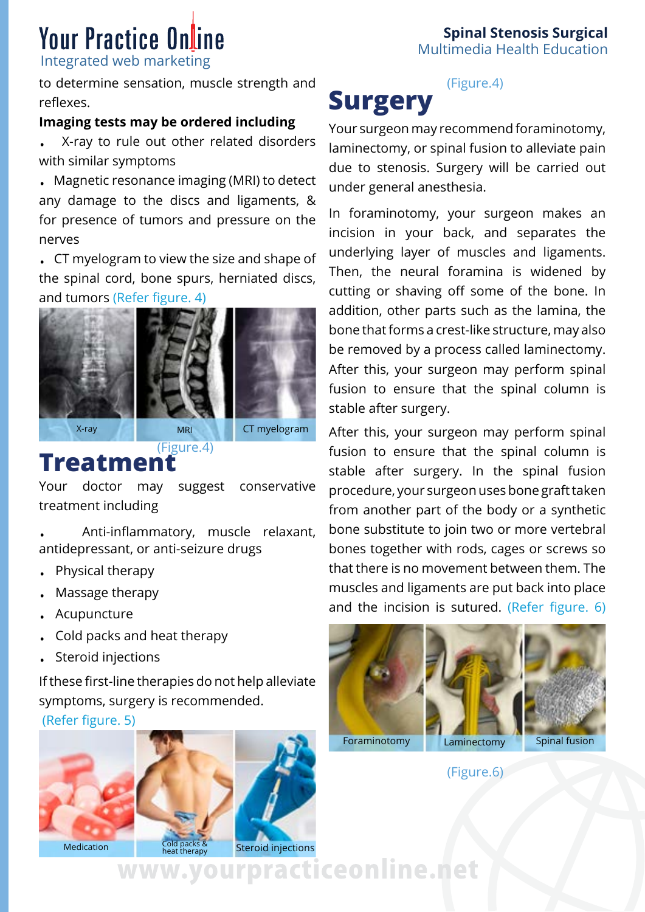to determine sensation, muscle strength and reflexes.

**Imaging tests may be ordered including**

- X-ray to rule out other related disorders with similar symptoms
- Magnetic resonance imaging (MRI) to detect any damage to the discs and ligaments, & for presence of tumors and pressure on the nerves
- CT myelogram to view the size and shape of the spinal cord, bone spurs, herniated discs, and tumors (Refer figure. 4)

X-ray | MRI | CT myelogram

(Figure.4)

# Treatment

Your doctor may suggest conservative treatment including

- Anti-inflammatory, muscle relaxant, antidepressant, or anti-seizure drugs
- Physical therapy
- Massage therapy
- Acupuncture
- Cold packs and heat therapy
- Steroid injections

If these first-line therapies do not help alleviate symptoms, surgery is recommended. (Refer figure. 5)

Medication | Cold packs & heat therapy | Steroid injections

# Surgery

Your surgeon may recommend foraminotomy, laminectomy, or spinal fusion to alleviate pain due to stenosis. Surgery will be carried out under general anesthesia.

In foraminotomy, your surgeon makes an incision in your back, and separates the underlying layer of muscles and ligaments. Then, the neural foramina is widened by cutting or shaving off some of the bone. In addition, other parts such as the lamina, the bone that forms a crest-like structure, may also be removed by a process called laminectomy. After this, your surgeon may perform spinal fusion to ensure that the spinal column is stable after surgery.

After this, your surgeon may perform spinal fusion to ensure that the spinal column is stable after surgery. In the spinal fusion procedure, your surgeon uses bone graft taken from another part of the body or a synthetic bone substitute to join two or more vertebral bones together with rods, cages or screws so that there is no movement between them. The muscles and ligaments are put back into place and the incision is sutured. (Refer figure. 6)

Foraminotomy | Laminectomy | Spinal fusion

(Figure.6)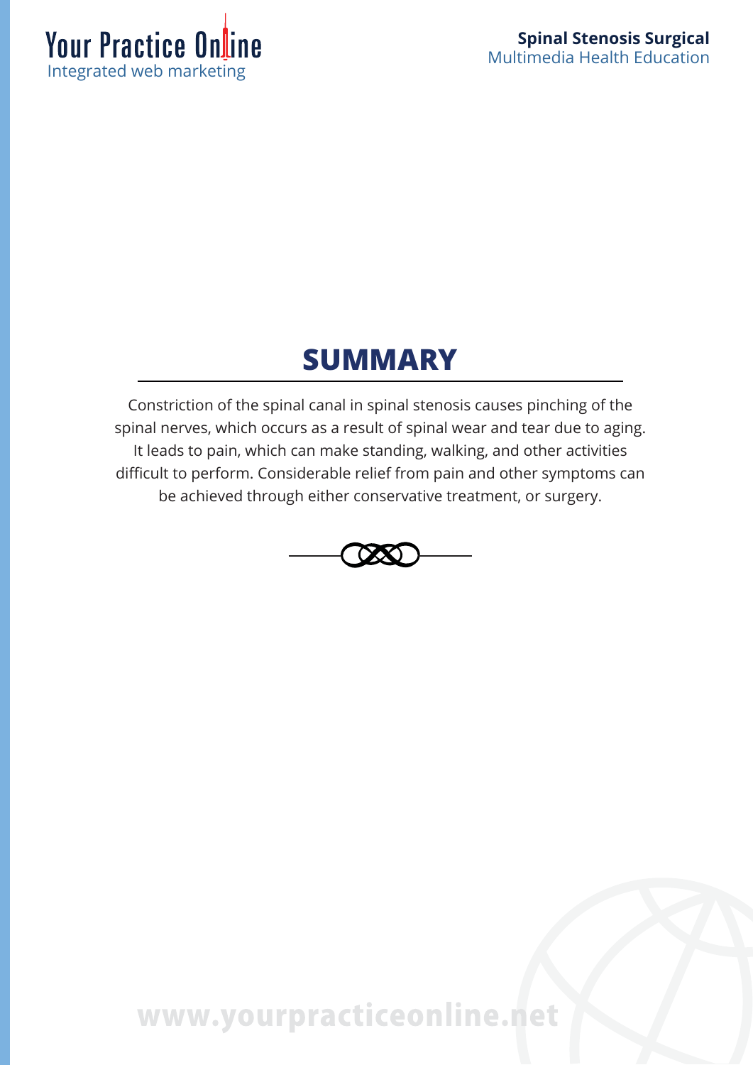# SUMMARY

Constriction of the spinal canal in spinal stenosis causes pinching of the spinal nerves, which occurs as a result of spinal wear and tear due to aging. It leads to pain, which can make standing, walking, and other activities difficult to perform. Considerable relief from pain and other symptoms can be achieved through either conservative treatment, or surgery.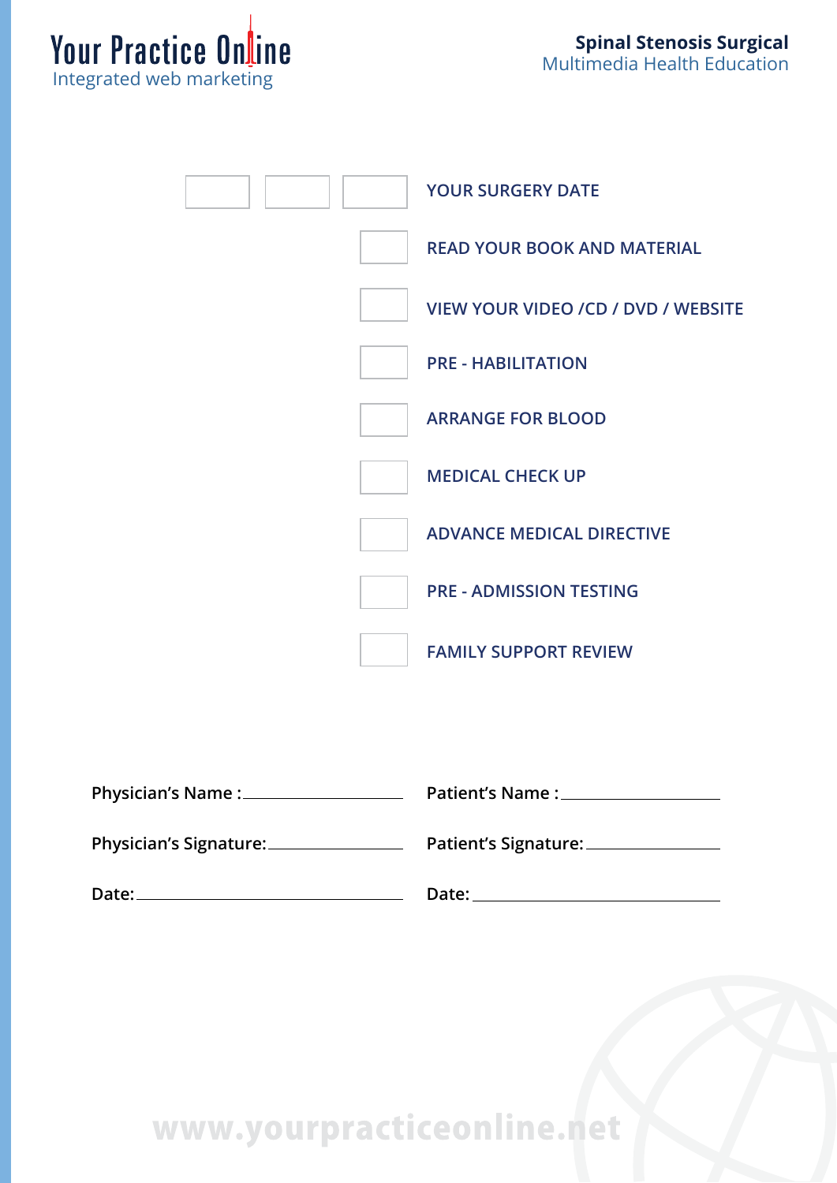- [ ] [ ] [ ] YOUR SURGERY DATE
- [ ] READ YOUR BOOK AND MATERIAL
- [ ] VIEW YOUR VIDEO /CD / DVD / WEBSITE
- [ ] PRE - HABILITATION
- [ ] ARRANGE FOR BLOOD
- [ ] MEDICAL CHECK UP
- [ ] ADVANCE MEDICAL DIRECTIVE
- [ ] PRE - ADMISSION TESTING
- [ ] FAMILY SUPPORT REVIEW

Physician's Name : ____________________

Physician's Signature: ____________________

Date: ____________________

Patient's Name : ____________________

Patient's Signature: ____________________

Date: ____________________